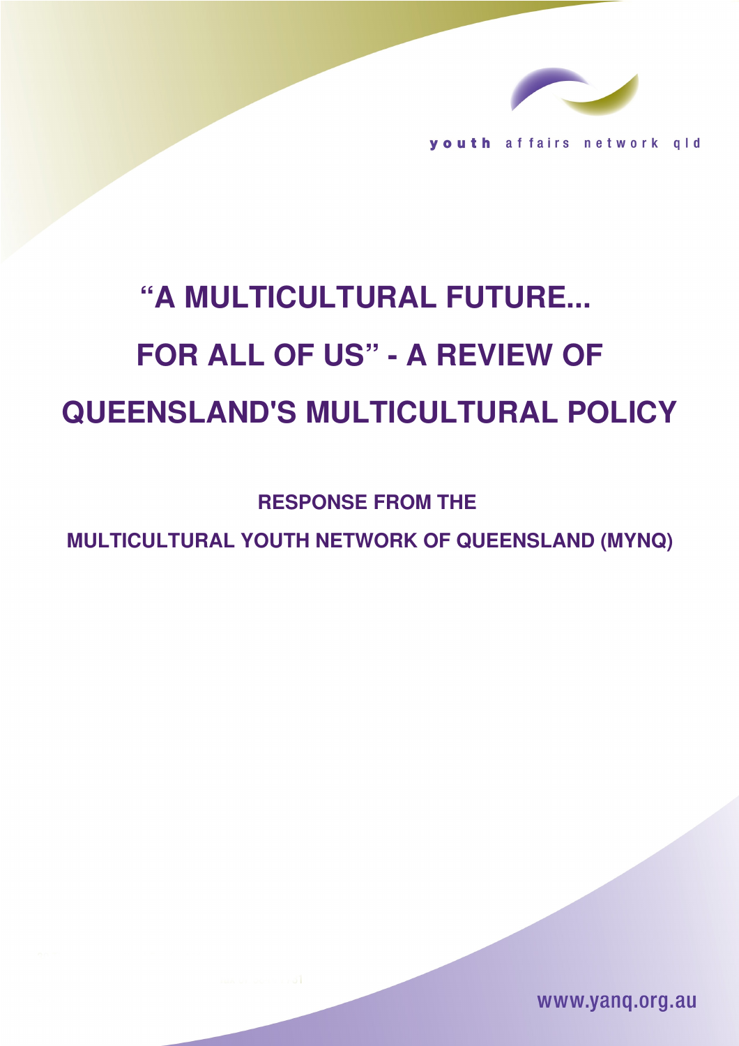youth affairs network qld

# "A MULTICULTURAL FUTURE... FOR ALL OF US" - A REVIEW OF QUEENSLAND'S MULTICULTURAL POLICY

## RESPONSE FROM THE MULTICULTURAL YOUTH NETWORK OF QUEENSLAND (MYNQ)

www.yanq.org.au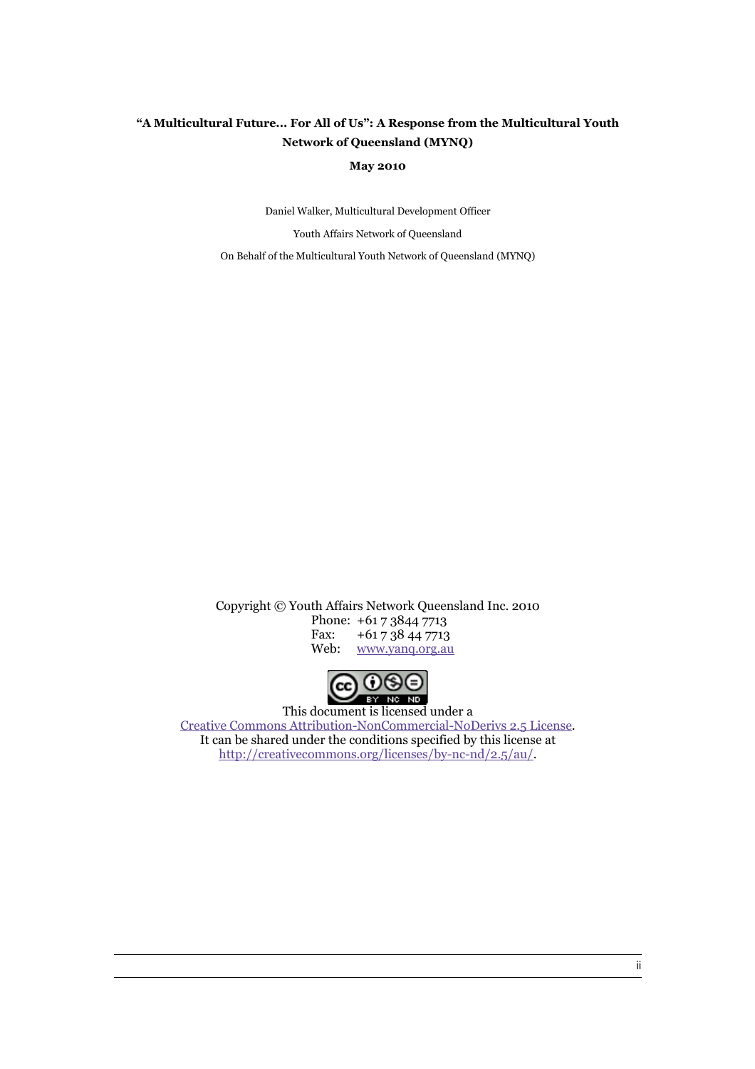**"A Multicultural Future… For All of Us": A Response from the Multicultural Youth Network of Queensland (MYNQ)**

**May 2010**

Daniel Walker, Multicultural Development Officer

Youth Affairs Network of Queensland

On Behalf of the Multicultural Youth Network of Queensland (MYNQ)

Copyright © Youth Affairs Network Queensland Inc. 2010

Phone: +61 7 3844 7713
Fax: +61 7 38 44 7713
Web: www.yanq.org.au

This document is licensed under a
Creative Commons Attribution-NonCommercial-NoDerivs 2.5 License.
It can be shared under the conditions specified by this license at
http://creativecommons.org/licenses/by-nc-nd/2.5/au/.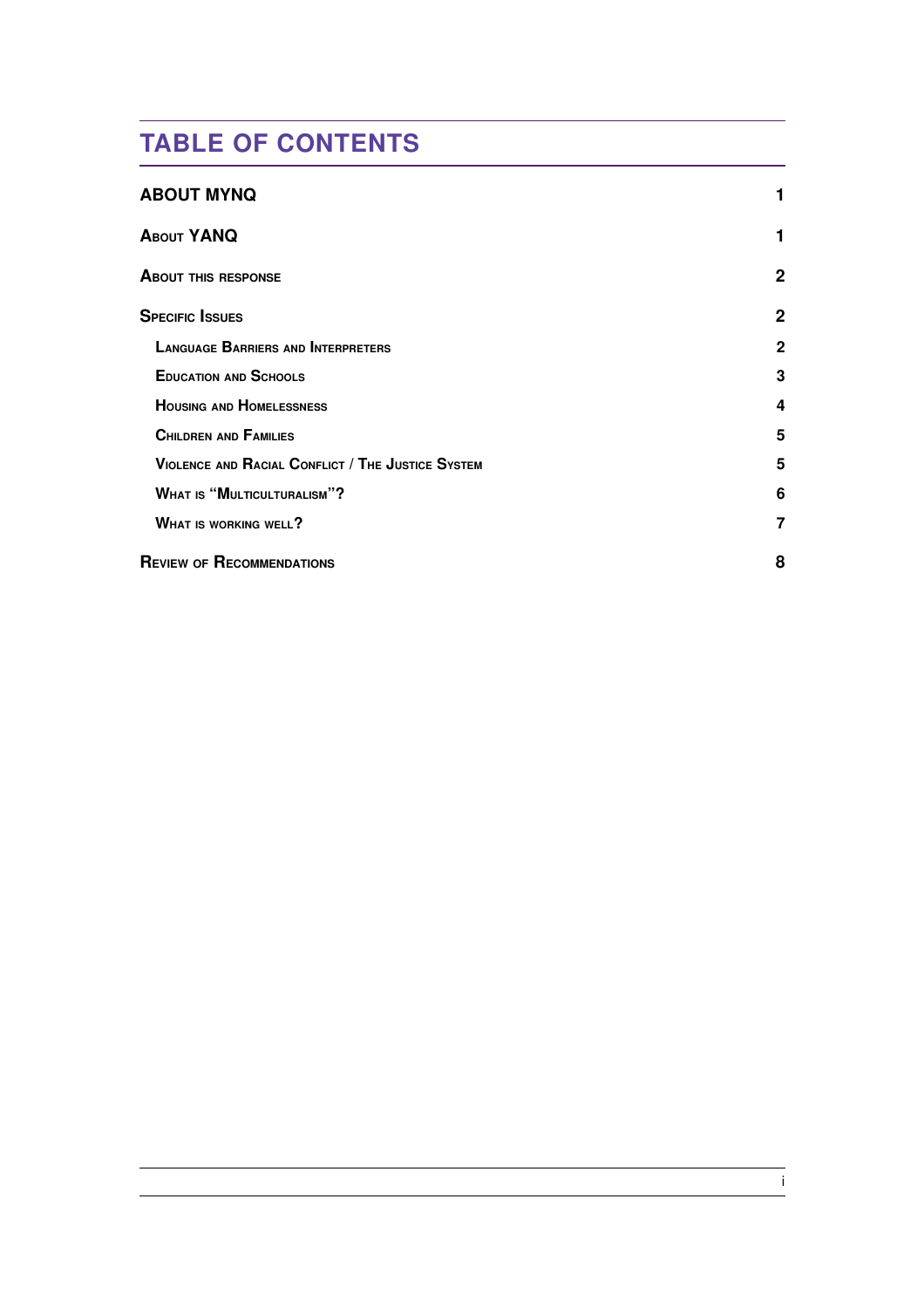# TABLE OF CONTENTS

| | |
|---|---|
| **ABOUT MYNQ** | **1** |
| **ABOUT YANQ** | **1** |
| **ABOUT THIS RESPONSE** | **2** |
| **SPECIFIC ISSUES** | **2** |
| &nbsp;&nbsp;&nbsp;&nbsp;**LANGUAGE BARRIERS AND INTERPRETERS** | **2** |
| &nbsp;&nbsp;&nbsp;&nbsp;**EDUCATION AND SCHOOLS** | **3** |
| &nbsp;&nbsp;&nbsp;&nbsp;**HOUSING AND HOMELESSNESS** | **4** |
| &nbsp;&nbsp;&nbsp;&nbsp;**CHILDREN AND FAMILIES** | **5** |
| &nbsp;&nbsp;&nbsp;&nbsp;**VIOLENCE AND RACIAL CONFLICT / THE JUSTICE SYSTEM** | **5** |
| &nbsp;&nbsp;&nbsp;&nbsp;**WHAT IS "MULTICULTURALISM"?** | **6** |
| &nbsp;&nbsp;&nbsp;&nbsp;**WHAT IS WORKING WELL?** | **7** |
| **REVIEW OF RECOMMENDATIONS** | **8** |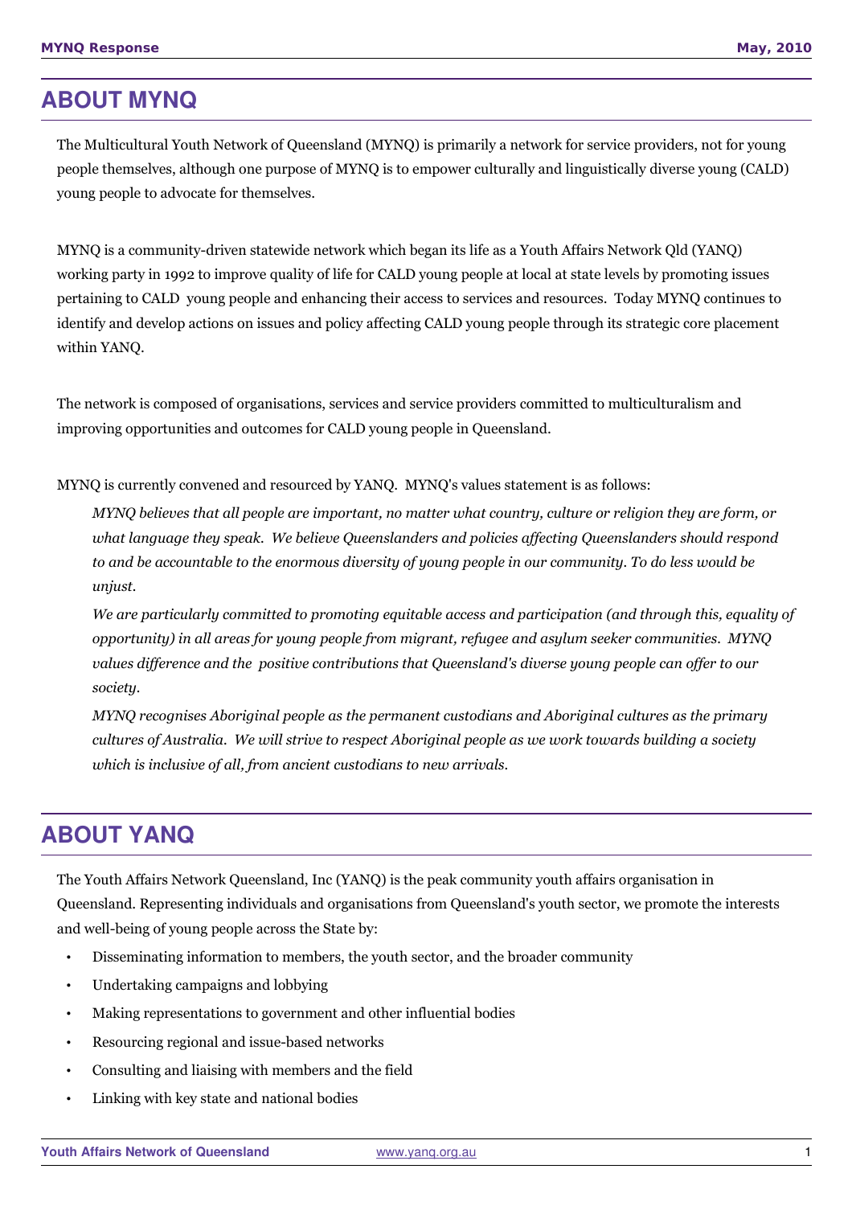## ABOUT MYNQ

The Multicultural Youth Network of Queensland (MYNQ) is primarily a network for service providers, not for young people themselves, although one purpose of MYNQ is to empower culturally and linguistically diverse young (CALD) young people to advocate for themselves.

MYNQ is a community-driven statewide network which began its life as a Youth Affairs Network Qld (YANQ) working party in 1992 to improve quality of life for CALD young people at local at state levels by promoting issues pertaining to CALD young people and enhancing their access to services and resources. Today MYNQ continues to identify and develop actions on issues and policy affecting CALD young people through its strategic core placement within YANQ.

The network is composed of organisations, services and service providers committed to multiculturalism and improving opportunities and outcomes for CALD young people in Queensland.

MYNQ is currently convened and resourced by YANQ. MYNQ's values statement is as follows:

> *MYNQ believes that all people are important, no matter what country, culture or religion they are form, or what language they speak. We believe Queenslanders and policies affecting Queenslanders should respond to and be accountable to the enormous diversity of young people in our community. To do less would be unjust.*
>
> *We are particularly committed to promoting equitable access and participation (and through this, equality of opportunity) in all areas for young people from migrant, refugee and asylum seeker communities. MYNQ values difference and the positive contributions that Queensland's diverse young people can offer to our society.*
>
> *MYNQ recognises Aboriginal people as the permanent custodians and Aboriginal cultures as the primary cultures of Australia. We will strive to respect Aboriginal people as we work towards building a society which is inclusive of all, from ancient custodians to new arrivals.*

## ABOUT YANQ

The Youth Affairs Network Queensland, Inc (YANQ) is the peak community youth affairs organisation in Queensland. Representing individuals and organisations from Queensland's youth sector, we promote the interests and well-being of young people across the State by:

- Disseminating information to members, the youth sector, and the broader community
- Undertaking campaigns and lobbying
- Making representations to government and other influential bodies
- Resourcing regional and issue-based networks
- Consulting and liaising with members and the field
- Linking with key state and national bodies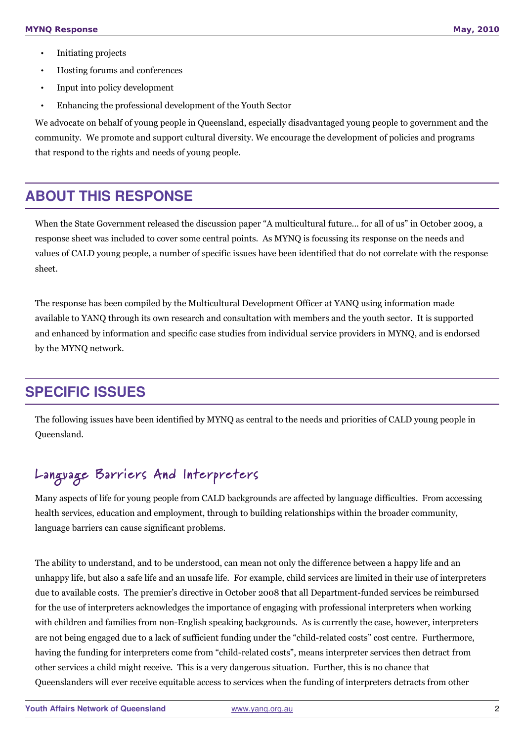- Initiating projects
- Hosting forums and conferences
- Input into policy development
- Enhancing the professional development of the Youth Sector

We advocate on behalf of young people in Queensland, especially disadvantaged young people to government and the community. We promote and support cultural diversity. We encourage the development of policies and programs that respond to the rights and needs of young people.

## ABOUT THIS RESPONSE

When the State Government released the discussion paper "A multicultural future… for all of us" in October 2009, a response sheet was included to cover some central points. As MYNQ is focussing its response on the needs and values of CALD young people, a number of specific issues have been identified that do not correlate with the response sheet.

The response has been compiled by the Multicultural Development Officer at YANQ using information made available to YANQ through its own research and consultation with members and the youth sector. It is supported and enhanced by information and specific case studies from individual service providers in MYNQ, and is endorsed by the MYNQ network.

## SPECIFIC ISSUES

The following issues have been identified by MYNQ as central to the needs and priorities of CALD young people in Queensland.

### Language Barriers And Interpreters

Many aspects of life for young people from CALD backgrounds are affected by language difficulties. From accessing health services, education and employment, through to building relationships within the broader community, language barriers can cause significant problems.

The ability to understand, and to be understood, can mean not only the difference between a happy life and an unhappy life, but also a safe life and an unsafe life. For example, child services are limited in their use of interpreters due to available costs. The premier's directive in October 2008 that all Department-funded services be reimbursed for the use of interpreters acknowledges the importance of engaging with professional interpreters when working with children and families from non-English speaking backgrounds. As is currently the case, however, interpreters are not being engaged due to a lack of sufficient funding under the "child-related costs" cost centre. Furthermore, having the funding for interpreters come from "child-related costs", means interpreter services then detract from other services a child might receive. This is a very dangerous situation. Further, this is no chance that Queenslanders will ever receive equitable access to services when the funding of interpreters detracts from other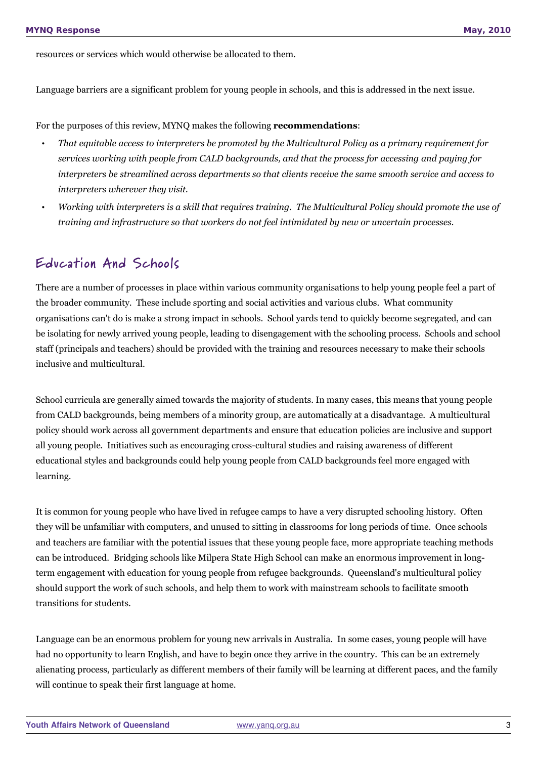resources or services which would otherwise be allocated to them.

Language barriers are a significant problem for young people in schools, and this is addressed in the next issue.

For the purposes of this review, MYNQ makes the following **recommendations**:

- *That equitable access to interpreters be promoted by the Multicultural Policy as a primary requirement for services working with people from CALD backgrounds, and that the process for accessing and paying for interpreters be streamlined across departments so that clients receive the same smooth service and access to interpreters wherever they visit.*
- *Working with interpreters is a skill that requires training. The Multicultural Policy should promote the use of training and infrastructure so that workers do not feel intimidated by new or uncertain processes.*

## Education And Schools

There are a number of processes in place within various community organisations to help young people feel a part of the broader community. These include sporting and social activities and various clubs. What community organisations can't do is make a strong impact in schools. School yards tend to quickly become segregated, and can be isolating for newly arrived young people, leading to disengagement with the schooling process. Schools and school staff (principals and teachers) should be provided with the training and resources necessary to make their schools inclusive and multicultural.

School curricula are generally aimed towards the majority of students. In many cases, this means that young people from CALD backgrounds, being members of a minority group, are automatically at a disadvantage. A multicultural policy should work across all government departments and ensure that education policies are inclusive and support all young people. Initiatives such as encouraging cross-cultural studies and raising awareness of different educational styles and backgrounds could help young people from CALD backgrounds feel more engaged with learning.

It is common for young people who have lived in refugee camps to have a very disrupted schooling history. Often they will be unfamiliar with computers, and unused to sitting in classrooms for long periods of time. Once schools and teachers are familiar with the potential issues that these young people face, more appropriate teaching methods can be introduced. Bridging schools like Milpera State High School can make an enormous improvement in long-term engagement with education for young people from refugee backgrounds. Queensland's multicultural policy should support the work of such schools, and help them to work with mainstream schools to facilitate smooth transitions for students.

Language can be an enormous problem for young new arrivals in Australia. In some cases, young people will have had no opportunity to learn English, and have to begin once they arrive in the country. This can be an extremely alienating process, particularly as different members of their family will be learning at different paces, and the family will continue to speak their first language at home.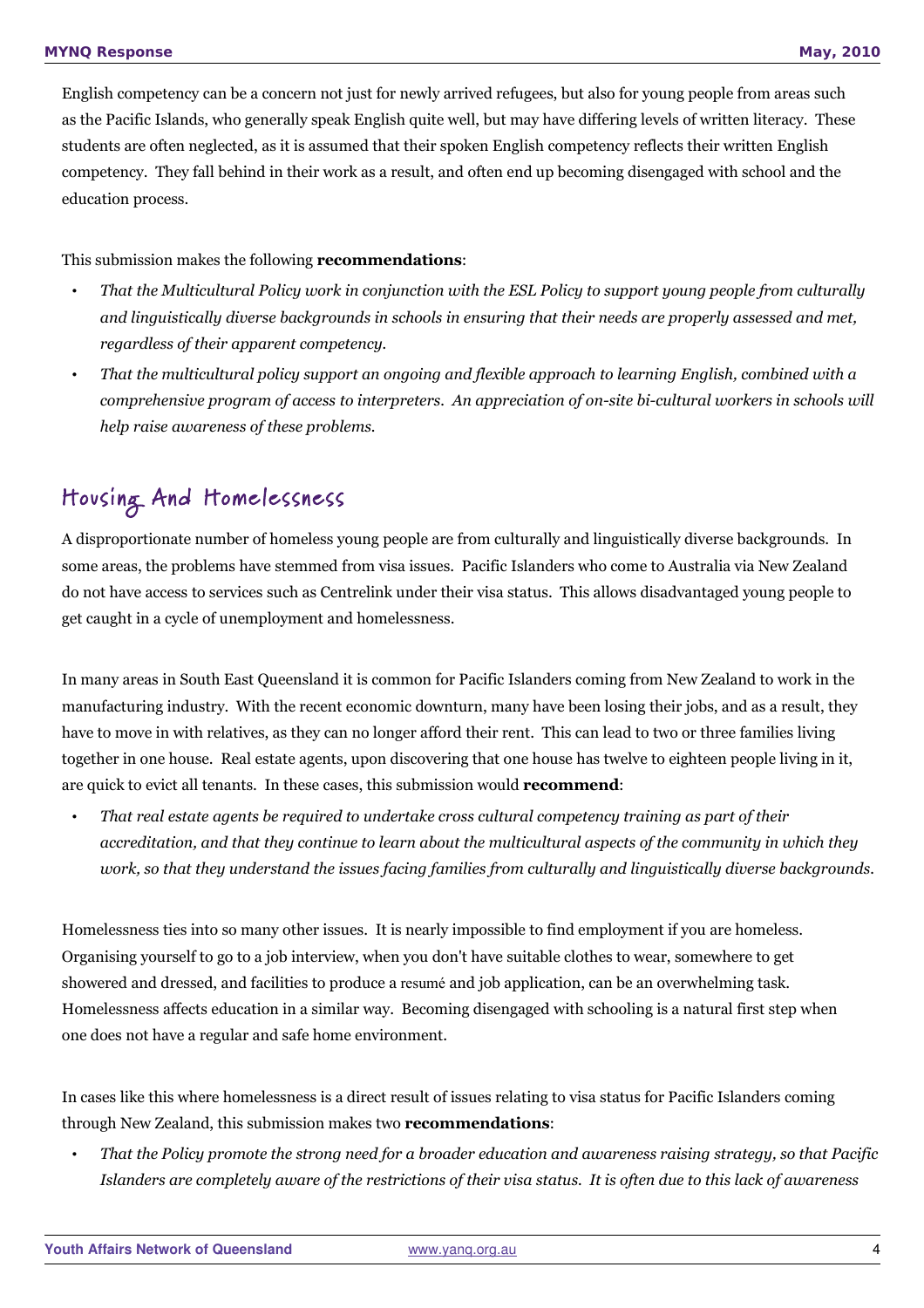English competency can be a concern not just for newly arrived refugees, but also for young people from areas such as the Pacific Islands, who generally speak English quite well, but may have differing levels of written literacy. These students are often neglected, as it is assumed that their spoken English competency reflects their written English competency. They fall behind in their work as a result, and often end up becoming disengaged with school and the education process.

This submission makes the following **recommendations**:

- *That the Multicultural Policy work in conjunction with the ESL Policy to support young people from culturally and linguistically diverse backgrounds in schools in ensuring that their needs are properly assessed and met, regardless of their apparent competency.*
- *That the multicultural policy support an ongoing and flexible approach to learning English, combined with a comprehensive program of access to interpreters. An appreciation of on-site bi-cultural workers in schools will help raise awareness of these problems.*

## Housing And Homelessness

A disproportionate number of homeless young people are from culturally and linguistically diverse backgrounds. In some areas, the problems have stemmed from visa issues. Pacific Islanders who come to Australia via New Zealand do not have access to services such as Centrelink under their visa status. This allows disadvantaged young people to get caught in a cycle of unemployment and homelessness.

In many areas in South East Queensland it is common for Pacific Islanders coming from New Zealand to work in the manufacturing industry. With the recent economic downturn, many have been losing their jobs, and as a result, they have to move in with relatives, as they can no longer afford their rent. This can lead to two or three families living together in one house. Real estate agents, upon discovering that one house has twelve to eighteen people living in it, are quick to evict all tenants. In these cases, this submission would **recommend**:

- *That real estate agents be required to undertake cross cultural competency training as part of their accreditation, and that they continue to learn about the multicultural aspects of the community in which they work, so that they understand the issues facing families from culturally and linguistically diverse backgrounds.*

Homelessness ties into so many other issues. It is nearly impossible to find employment if you are homeless. Organising yourself to go to a job interview, when you don't have suitable clothes to wear, somewhere to get showered and dressed, and facilities to produce a resumé and job application, can be an overwhelming task. Homelessness affects education in a similar way. Becoming disengaged with schooling is a natural first step when one does not have a regular and safe home environment.

In cases like this where homelessness is a direct result of issues relating to visa status for Pacific Islanders coming through New Zealand, this submission makes two **recommendations**:

- *That the Policy promote the strong need for a broader education and awareness raising strategy, so that Pacific Islanders are completely aware of the restrictions of their visa status. It is often due to this lack of awareness*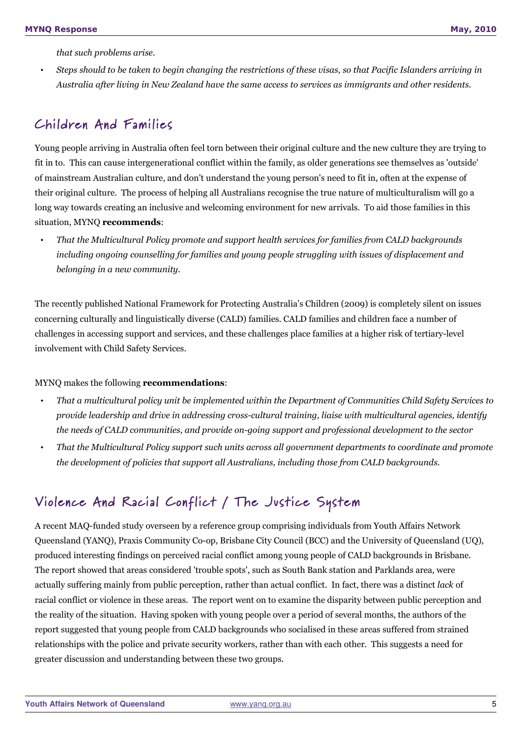*that such problems arise.*

- *Steps should to be taken to begin changing the restrictions of these visas, so that Pacific Islanders arriving in Australia after living in New Zealand have the same access to services as immigrants and other residents.*

## Children And Families

Young people arriving in Australia often feel torn between their original culture and the new culture they are trying to fit in to. This can cause intergenerational conflict within the family, as older generations see themselves as 'outside' of mainstream Australian culture, and don't understand the young person's need to fit in, often at the expense of their original culture. The process of helping all Australians recognise the true nature of multiculturalism will go a long way towards creating an inclusive and welcoming environment for new arrivals. To aid those families in this situation, MYNQ **recommends**:

- *That the Multicultural Policy promote and support health services for families from CALD backgrounds including ongoing counselling for families and young people struggling with issues of displacement and belonging in a new community.*

The recently published National Framework for Protecting Australia's Children (2009) is completely silent on issues concerning culturally and linguistically diverse (CALD) families. CALD families and children face a number of challenges in accessing support and services, and these challenges place families at a higher risk of tertiary-level involvement with Child Safety Services.

MYNQ makes the following **recommendations**:

- *That a multicultural policy unit be implemented within the Department of Communities Child Safety Services to provide leadership and drive in addressing cross-cultural training, liaise with multicultural agencies, identify the needs of CALD communities, and provide on-going support and professional development to the sector*
- *That the Multicultural Policy support such units across all government departments to coordinate and promote the development of policies that support all Australians, including those from CALD backgrounds.*

## Violence And Racial Conflict / The Justice System

A recent MAQ-funded study overseen by a reference group comprising individuals from Youth Affairs Network Queensland (YANQ), Praxis Community Co-op, Brisbane City Council (BCC) and the University of Queensland (UQ), produced interesting findings on perceived racial conflict among young people of CALD backgrounds in Brisbane. The report showed that areas considered 'trouble spots', such as South Bank station and Parklands area, were actually suffering mainly from public perception, rather than actual conflict. In fact, there was a distinct *lack* of racial conflict or violence in these areas. The report went on to examine the disparity between public perception and the reality of the situation. Having spoken with young people over a period of several months, the authors of the report suggested that young people from CALD backgrounds who socialised in these areas suffered from strained relationships with the police and private security workers, rather than with each other. This suggests a need for greater discussion and understanding between these two groups.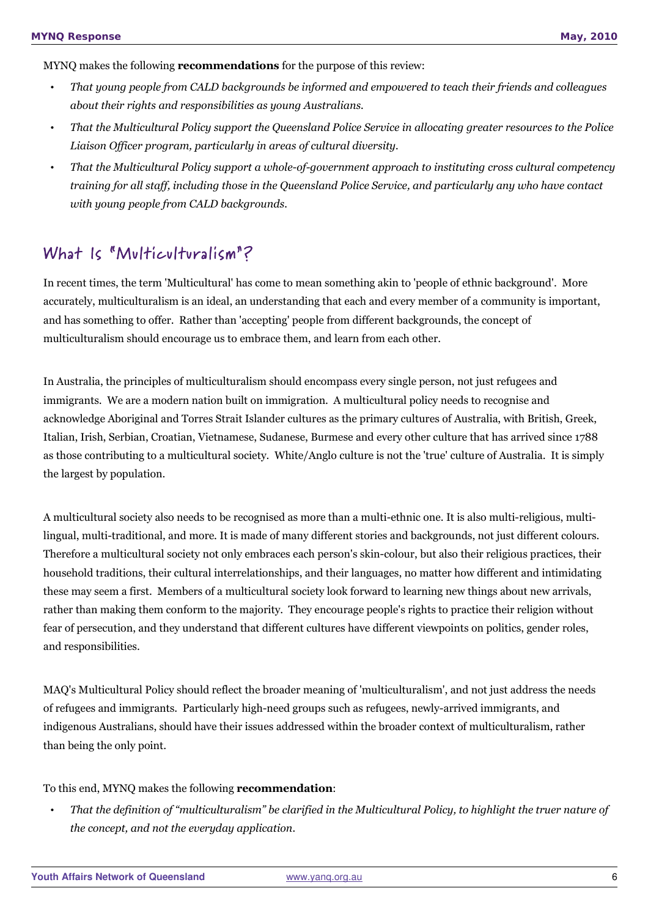MYNQ makes the following **recommendations** for the purpose of this review:

- *That young people from CALD backgrounds be informed and empowered to teach their friends and colleagues about their rights and responsibilities as young Australians.*
- *That the Multicultural Policy support the Queensland Police Service in allocating greater resources to the Police Liaison Officer program, particularly in areas of cultural diversity.*
- *That the Multicultural Policy support a whole-of-government approach to instituting cross cultural competency training for all staff, including those in the Queensland Police Service, and particularly any who have contact with young people from CALD backgrounds.*

## What Is "Multiculturalism"?

In recent times, the term 'Multicultural' has come to mean something akin to 'people of ethnic background'. More accurately, multiculturalism is an ideal, an understanding that each and every member of a community is important, and has something to offer. Rather than 'accepting' people from different backgrounds, the concept of multiculturalism should encourage us to embrace them, and learn from each other.

In Australia, the principles of multiculturalism should encompass every single person, not just refugees and immigrants. We are a modern nation built on immigration. A multicultural policy needs to recognise and acknowledge Aboriginal and Torres Strait Islander cultures as the primary cultures of Australia, with British, Greek, Italian, Irish, Serbian, Croatian, Vietnamese, Sudanese, Burmese and every other culture that has arrived since 1788 as those contributing to a multicultural society. White/Anglo culture is not the 'true' culture of Australia. It is simply the largest by population.

A multicultural society also needs to be recognised as more than a multi-ethnic one. It is also multi-religious, multi-lingual, multi-traditional, and more. It is made of many different stories and backgrounds, not just different colours. Therefore a multicultural society not only embraces each person's skin-colour, but also their religious practices, their household traditions, their cultural interrelationships, and their languages, no matter how different and intimidating these may seem a first. Members of a multicultural society look forward to learning new things about new arrivals, rather than making them conform to the majority. They encourage people's rights to practice their religion without fear of persecution, and they understand that different cultures have different viewpoints on politics, gender roles, and responsibilities.

MAQ's Multicultural Policy should reflect the broader meaning of 'multiculturalism', and not just address the needs of refugees and immigrants. Particularly high-need groups such as refugees, newly-arrived immigrants, and indigenous Australians, should have their issues addressed within the broader context of multiculturalism, rather than being the only point.

To this end, MYNQ makes the following **recommendation**:

- *That the definition of "multiculturalism" be clarified in the Multicultural Policy, to highlight the truer nature of the concept, and not the everyday application.*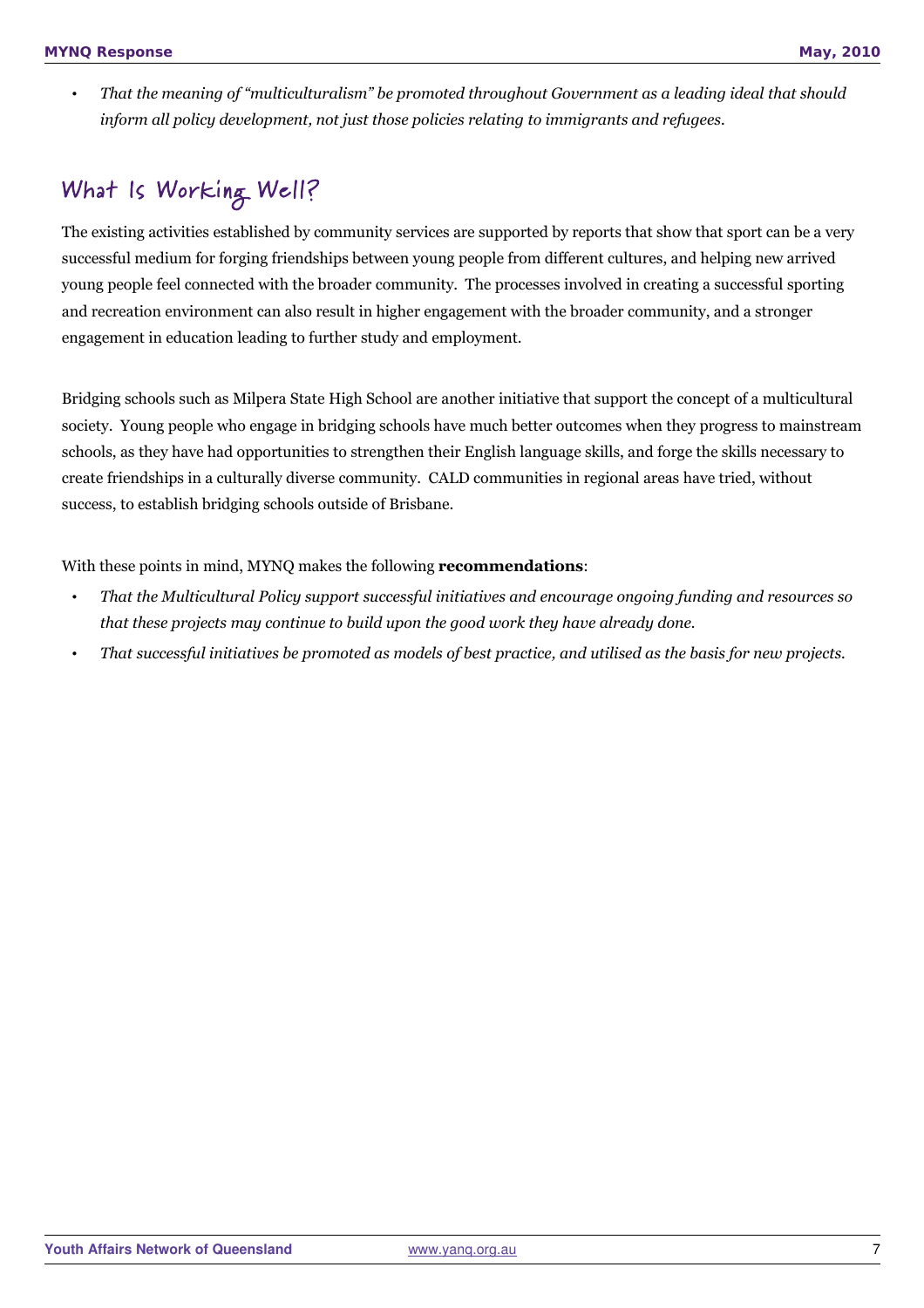- *That the meaning of "multiculturalism" be promoted throughout Government as a leading ideal that should inform all policy development, not just those policies relating to immigrants and refugees.*

## What Is Working Well?

The existing activities established by community services are supported by reports that show that sport can be a very successful medium for forging friendships between young people from different cultures, and helping new arrived young people feel connected with the broader community. The processes involved in creating a successful sporting and recreation environment can also result in higher engagement with the broader community, and a stronger engagement in education leading to further study and employment.

Bridging schools such as Milpera State High School are another initiative that support the concept of a multicultural society. Young people who engage in bridging schools have much better outcomes when they progress to mainstream schools, as they have had opportunities to strengthen their English language skills, and forge the skills necessary to create friendships in a culturally diverse community. CALD communities in regional areas have tried, without success, to establish bridging schools outside of Brisbane.

With these points in mind, MYNQ makes the following **recommendations**:

- *That the Multicultural Policy support successful initiatives and encourage ongoing funding and resources so that these projects may continue to build upon the good work they have already done.*
- *That successful initiatives be promoted as models of best practice, and utilised as the basis for new projects.*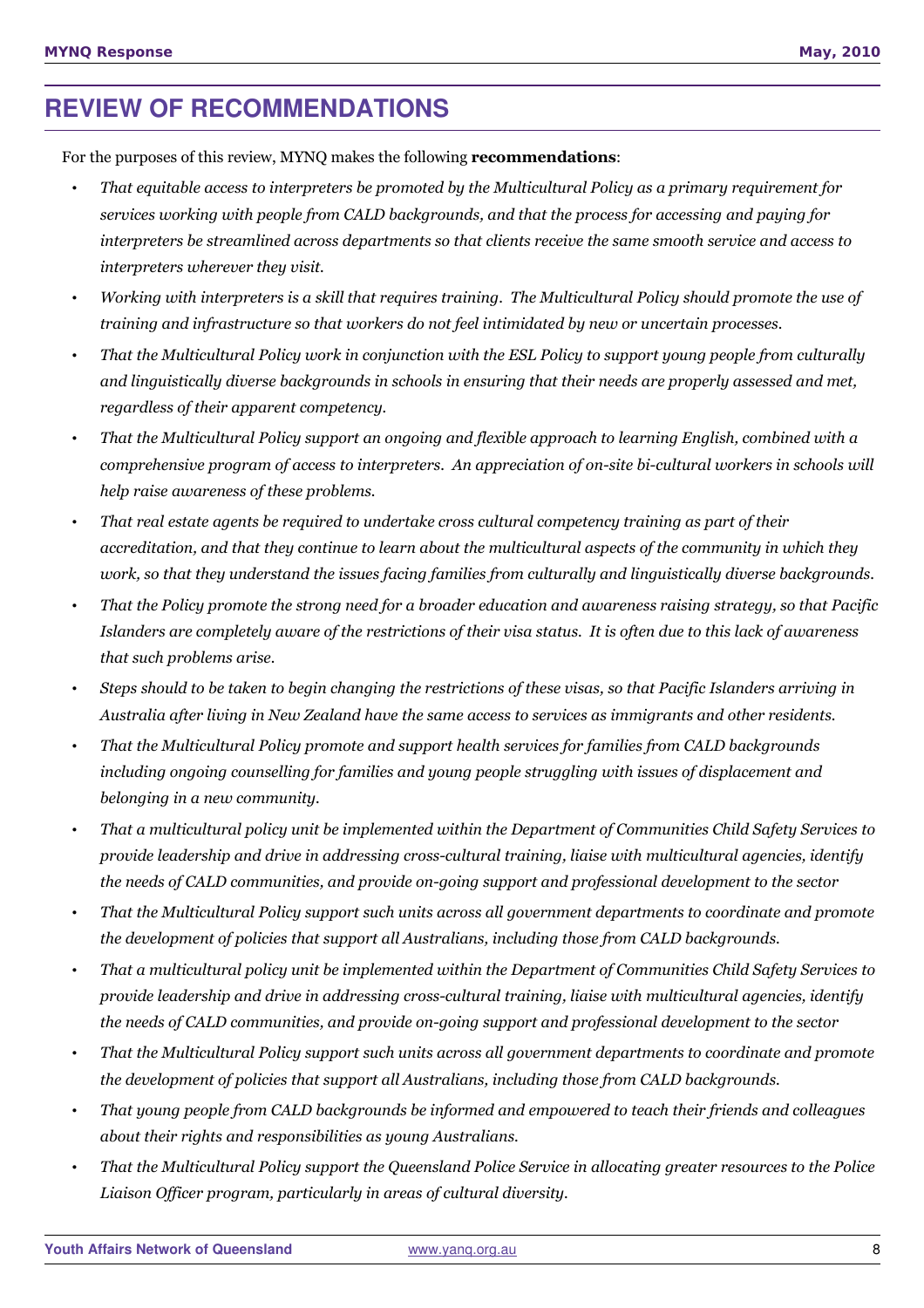# REVIEW OF RECOMMENDATIONS

For the purposes of this review, MYNQ makes the following **recommendations**:

- *That equitable access to interpreters be promoted by the Multicultural Policy as a primary requirement for services working with people from CALD backgrounds, and that the process for accessing and paying for interpreters be streamlined across departments so that clients receive the same smooth service and access to interpreters wherever they visit.*
- *Working with interpreters is a skill that requires training. The Multicultural Policy should promote the use of training and infrastructure so that workers do not feel intimidated by new or uncertain processes.*
- *That the Multicultural Policy work in conjunction with the ESL Policy to support young people from culturally and linguistically diverse backgrounds in schools in ensuring that their needs are properly assessed and met, regardless of their apparent competency.*
- *That the Multicultural Policy support an ongoing and flexible approach to learning English, combined with a comprehensive program of access to interpreters. An appreciation of on-site bi-cultural workers in schools will help raise awareness of these problems.*
- *That real estate agents be required to undertake cross cultural competency training as part of their accreditation, and that they continue to learn about the multicultural aspects of the community in which they work, so that they understand the issues facing families from culturally and linguistically diverse backgrounds.*
- *That the Policy promote the strong need for a broader education and awareness raising strategy, so that Pacific Islanders are completely aware of the restrictions of their visa status. It is often due to this lack of awareness that such problems arise.*
- *Steps should to be taken to begin changing the restrictions of these visas, so that Pacific Islanders arriving in Australia after living in New Zealand have the same access to services as immigrants and other residents.*
- *That the Multicultural Policy promote and support health services for families from CALD backgrounds including ongoing counselling for families and young people struggling with issues of displacement and belonging in a new community.*
- *That a multicultural policy unit be implemented within the Department of Communities Child Safety Services to provide leadership and drive in addressing cross-cultural training, liaise with multicultural agencies, identify the needs of CALD communities, and provide on-going support and professional development to the sector*
- *That the Multicultural Policy support such units across all government departments to coordinate and promote the development of policies that support all Australians, including those from CALD backgrounds.*
- *That a multicultural policy unit be implemented within the Department of Communities Child Safety Services to provide leadership and drive in addressing cross-cultural training, liaise with multicultural agencies, identify the needs of CALD communities, and provide on-going support and professional development to the sector*
- *That the Multicultural Policy support such units across all government departments to coordinate and promote the development of policies that support all Australians, including those from CALD backgrounds.*
- *That young people from CALD backgrounds be informed and empowered to teach their friends and colleagues about their rights and responsibilities as young Australians.*
- *That the Multicultural Policy support the Queensland Police Service in allocating greater resources to the Police Liaison Officer program, particularly in areas of cultural diversity.*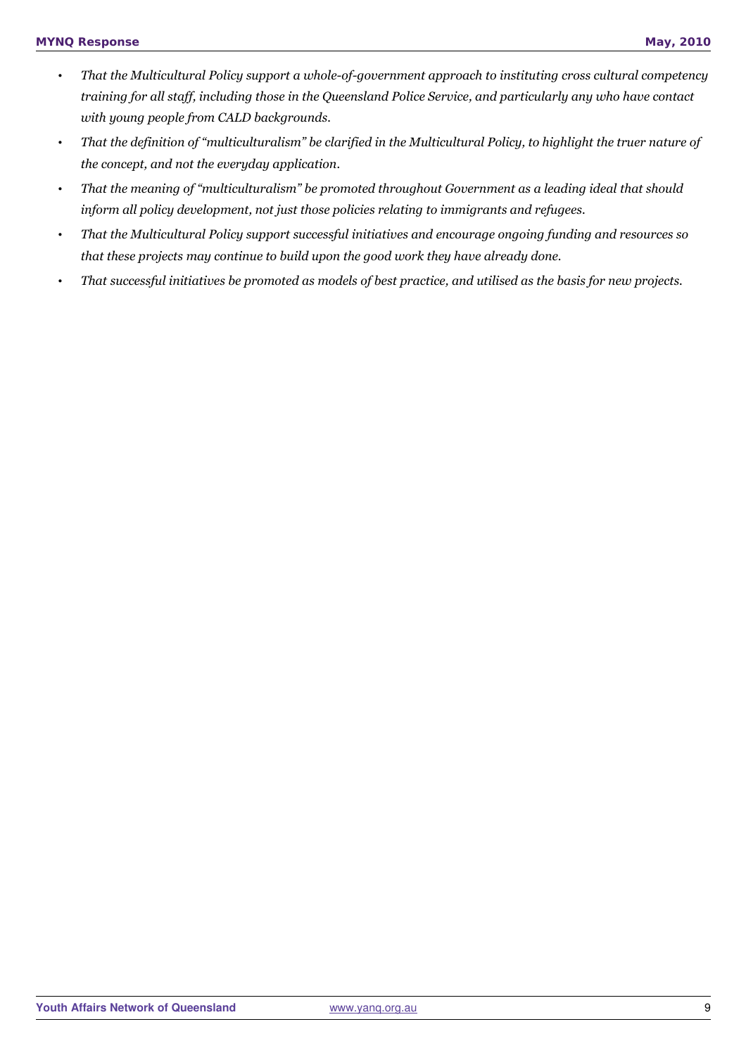- *That the Multicultural Policy support a whole-of-government approach to instituting cross cultural competency training for all staff, including those in the Queensland Police Service, and particularly any who have contact with young people from CALD backgrounds.*
- *That the definition of "multiculturalism" be clarified in the Multicultural Policy, to highlight the truer nature of the concept, and not the everyday application.*
- *That the meaning of "multiculturalism" be promoted throughout Government as a leading ideal that should inform all policy development, not just those policies relating to immigrants and refugees.*
- *That the Multicultural Policy support successful initiatives and encourage ongoing funding and resources so that these projects may continue to build upon the good work they have already done.*
- *That successful initiatives be promoted as models of best practice, and utilised as the basis for new projects.*